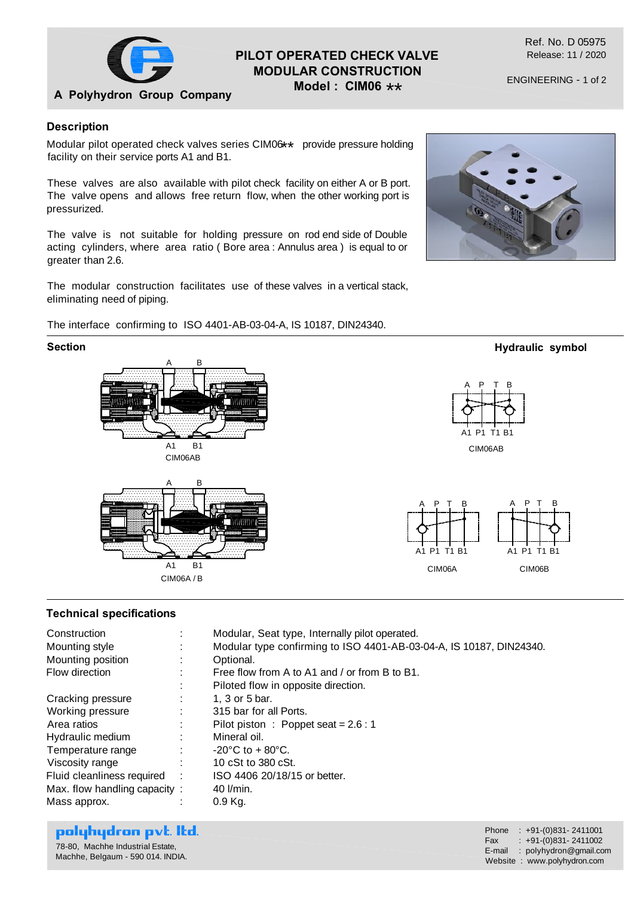A Polyhydron Group Company

# PILOT OPERATED CHECK VALVE MODULAR CONSTRUCTION

## Model : CIM06 ✱✱

Ref. No. D 05975
Release: 11 / 2020

ENGINEERING - 1 of 2

### Description

Modular pilot operated check valves series CIM06✱✱ provide pressure holding facility on their service ports A1 and B1.

These valves are also available with pilot check facility on either A or B port. The valve opens and allows free return flow, when the other working port is pressurized.

The valve is not suitable for holding pressure on rod end side of Double acting cylinders, where area ratio ( Bore area : Annulus area ) is equal to or greater than 2.6.

The modular construction facilitates use of these valves in a vertical stack, eliminating need of piping.

The interface confirming to ISO 4401-AB-03-04-A, IS 10187, DIN24340.

### Section

A B

A1 B1

CIM06AB

A B

A1 B1

CIM06A / B

### Hydraulic symbol

A P T B

A1 P1 T1 B1

CIM06AB

A P T B

A1 P1 T1 B1

CIM06A

A P T B

A1 P1 T1 B1

CIM06B

### Technical specifications

| | | |
|---|---|---|
| Construction | : | Modular, Seat type, Internally pilot operated. |
| Mounting style | : | Modular type confirming to ISO 4401-AB-03-04-A, IS 10187, DIN24340. |
| Mounting position | : | Optional. |
| Flow direction | : | Free flow from A to A1 and / or from B to B1. |
| | : | Piloted flow in opposite direction. |
| Cracking pressure | : | 1, 3 or 5 bar. |
| Working pressure | : | 315 bar for all Ports. |
| Area ratios | : | Pilot piston : Poppet seat = 2.6 : 1 |
| Hydraulic medium | : | Mineral oil. |
| Temperature range | : | -20°C to + 80°C. |
| Viscosity range | : | 10 cSt to 380 cSt. |
| Fluid cleanliness required | : | ISO 4406 20/18/15 or better. |
| Max. flow handling capacity | : | 40 l/min. |
| Mass approx. | : | 0.9 Kg. |

**polyhydron pvt. ltd.**
78-80, Machhe Industrial Estate,
Machhe, Belgaum - 590 014. INDIA.

Phone : +91-(0)831- 2411001
Fax : +91-(0)831- 2411002
E-mail : polyhydron@gmail.com
Website : www.polyhydron.com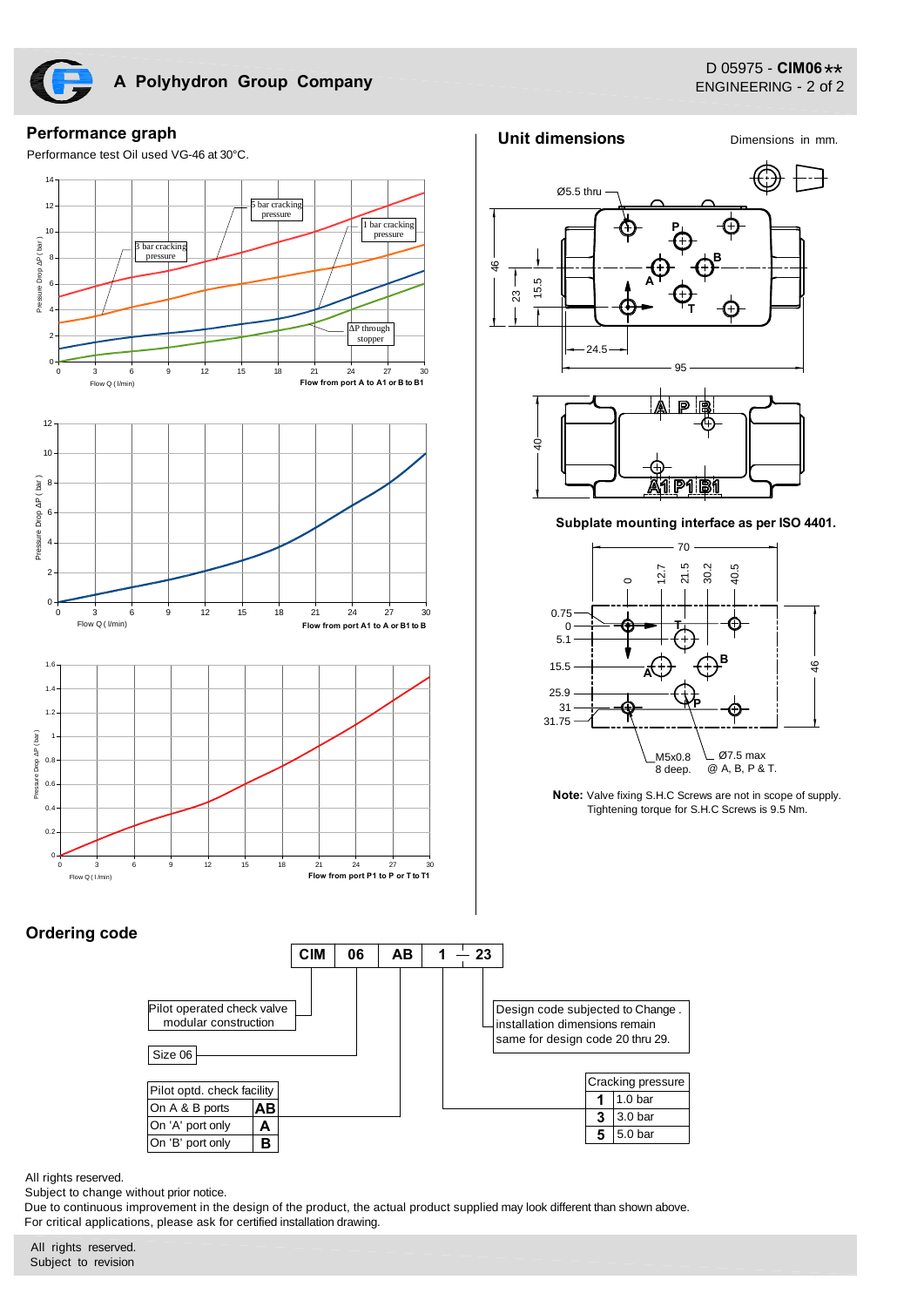# A Polyhydron Group Company

D 05975 - **CIM06**∗∗
ENGINEERING - 2 of 2

## Performance graph

Performance test Oil used VG-46 at 30°C.

Pressure Drop ΔP ( bar )
5 bar cracking pressure
1 bar cracking pressure
3 bar cracking pressure
ΔP through stopper
Flow Q ( l/min)
**Flow from port A to A1 or B to B1**

Pressure Drop ΔP ( bar )
Flow Q ( l/min)
**Flow from port A1 to A or B1 to B**

Pressure Drop ΔP ( bar )
Flow Q ( l/min)
**Flow from port P1 to P or T to T1**

## Unit dimensions

Dimensions in mm.

Ø5.5 thru
46
23
15.5
24.5
95
40
P
A
B
T
A1 P1 B1

**Subplate mounting interface as per ISO 4401.**

70
0 12.7 21.5 30.2 40.5
0.75
0
5.1
15.5
25.9
31
31.75
46
M5x0.8 8 deep.
Ø7.5 max @ A, B, P & T.

**Note:** Valve fixing S.H.C Screws are not in scope of supply. Tightening torque for S.H.C Screws is 9.5 Nm.

## Ordering code

| CIM | 06 | AB | 1 | 23 |
|---|---|---|---|---|

- **CIM** – Pilot operated check valve modular construction
- **06** – Size 06
- **AB** – Pilot optd. check facility

| Pilot optd. check facility | |
|---|---|
| On A & B ports | **AB** |
| On 'A' port only | **A** |
| On 'B' port only | **B** |

- **1** – Cracking pressure

| Cracking pressure | |
|---|---|
| **1** | 1.0 bar |
| **3** | 3.0 bar |
| **5** | 5.0 bar |

- **23** – Design code subjected to Change . installation dimensions remain same for design code 20 thru 29.

All rights reserved.
Subject to change without prior notice.
Due to continuous improvement in the design of the product, the actual product supplied may look different than shown above.
For critical applications, please ask for certified installation drawing.

All rights reserved.
Subject to revision